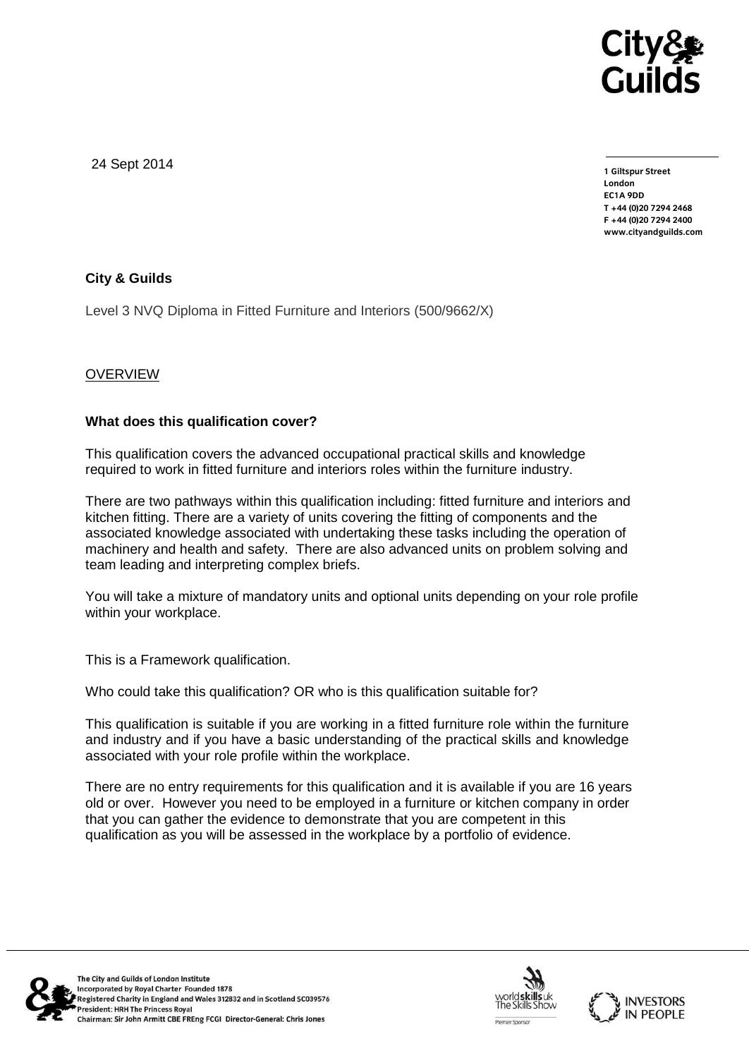24 Sept 2014

**1 Giltspur Street**
**London**
**EC1A 9DD**
**T +44 (0)20 7294 2468**
**F +44 (0)20 7294 2400**
**www.cityandguilds.com**

**City & Guilds**

Level 3 NVQ Diploma in Fitted Furniture and Interiors (500/9662/X)

OVERVIEW

**What does this qualification cover?**

This qualification covers the advanced occupational practical skills and knowledge required to work in fitted furniture and interiors roles within the furniture industry.

There are two pathways within this qualification including: fitted furniture and interiors and kitchen fitting. There are a variety of units covering the fitting of components and the associated knowledge associated with undertaking these tasks including the operation of machinery and health and safety. There are also advanced units on problem solving and team leading and interpreting complex briefs.

You will take a mixture of mandatory units and optional units depending on your role profile within your workplace.

This is a Framework qualification.

Who could take this qualification? OR who is this qualification suitable for?

This qualification is suitable if you are working in a fitted furniture role within the furniture and industry and if you have a basic understanding of the practical skills and knowledge associated with your role profile within the workplace.

There are no entry requirements for this qualification and it is available if you are 16 years old or over. However you need to be employed in a furniture or kitchen company in order that you can gather the evidence to demonstrate that you are competent in this qualification as you will be assessed in the workplace by a portfolio of evidence.

The City and Guilds of London Institute
Incorporated by Royal Charter Founded 1878
Registered Charity in England and Wales 312832 and in Scotland SC039576
President: HRH The Princess Royal
Chairman: Sir John Armitt CBE FREng FCGI Director-General: Chris Jones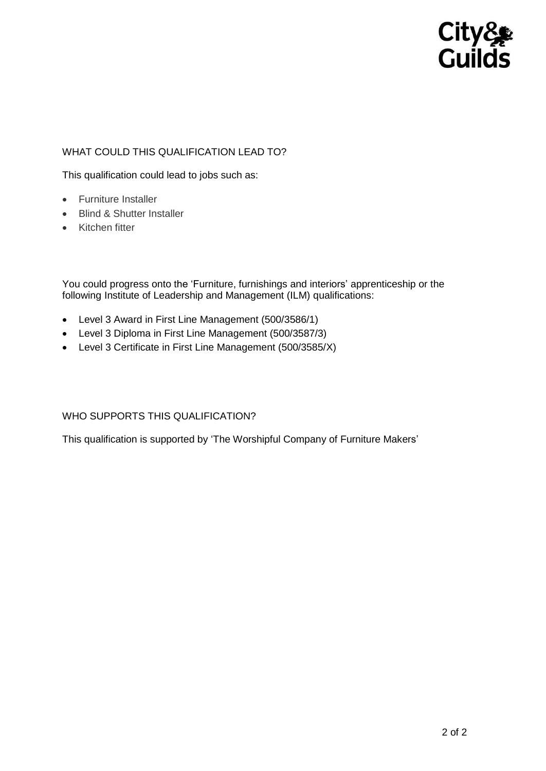## WHAT COULD THIS QUALIFICATION LEAD TO?

This qualification could lead to jobs such as:

- Furniture Installer
- Blind & Shutter Installer
- Kitchen fitter

You could progress onto the 'Furniture, furnishings and interiors' apprenticeship or the following Institute of Leadership and Management (ILM) qualifications:

- Level 3 Award in First Line Management (500/3586/1)
- Level 3 Diploma in First Line Management (500/3587/3)
- Level 3 Certificate in First Line Management (500/3585/X)

## WHO SUPPORTS THIS QUALIFICATION?

This qualification is supported by 'The Worshipful Company of Furniture Makers'